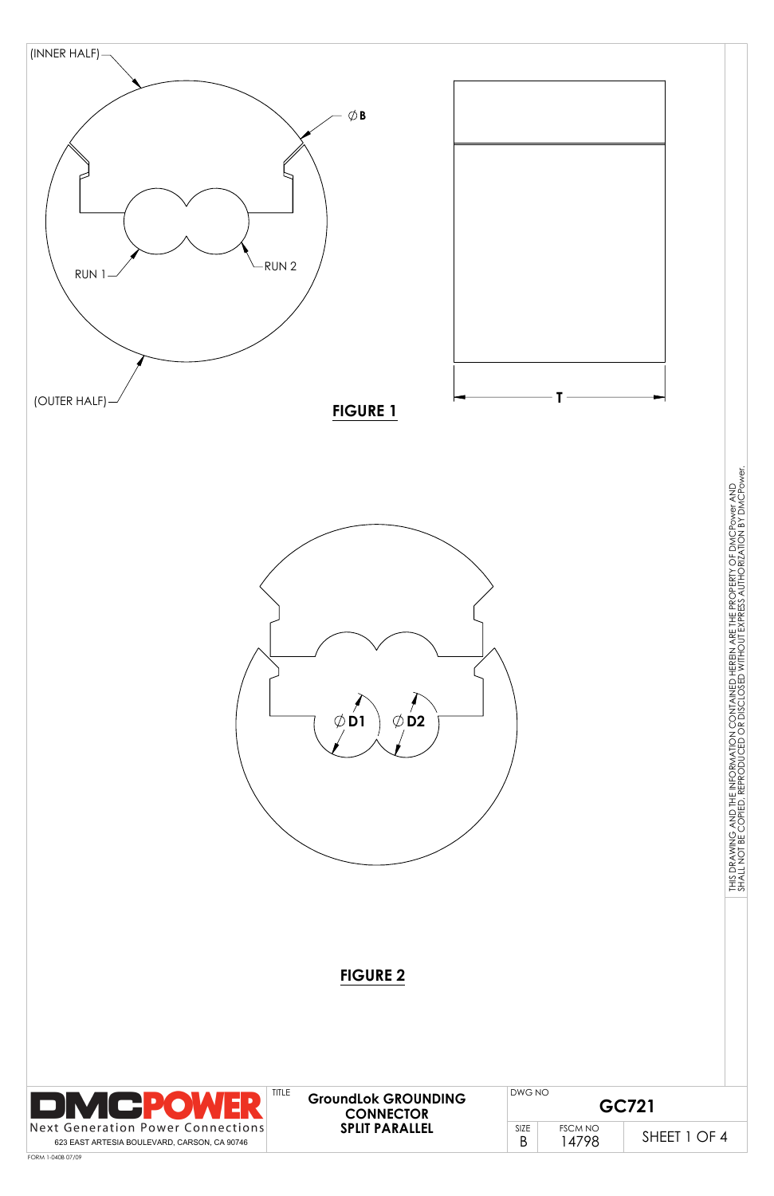(INNER HALF)

∅ **B**

RUN 1

RUN 2

(OUTER HALF)

**T**

**FIGURE 1**

∅ **D1**

∅ **D2**

**FIGURE 2**

THIS DRAWING AND THE INFORMATION CONTAINED HEREIN ARE THE PROPERTY OF DMCPower AND SHALL NOT BE COPIED, REPRODUCED OR DISCLOSED WITHOUT EXPRESS AUTHORIZATION BY DMCPower.

| DMCPOWER Next Generation Power Connections 623 EAST ARTESIA BOULEVARD, CARSON, CA 90746 | TITLE **GroundLok GROUNDING CONNECTOR SPLIT PARALLEL** | DWG NO **GC721** | |
|---|---|---|---|
| | | SIZE B | FSCM NO 14798 |

FORM 1-0408 07/09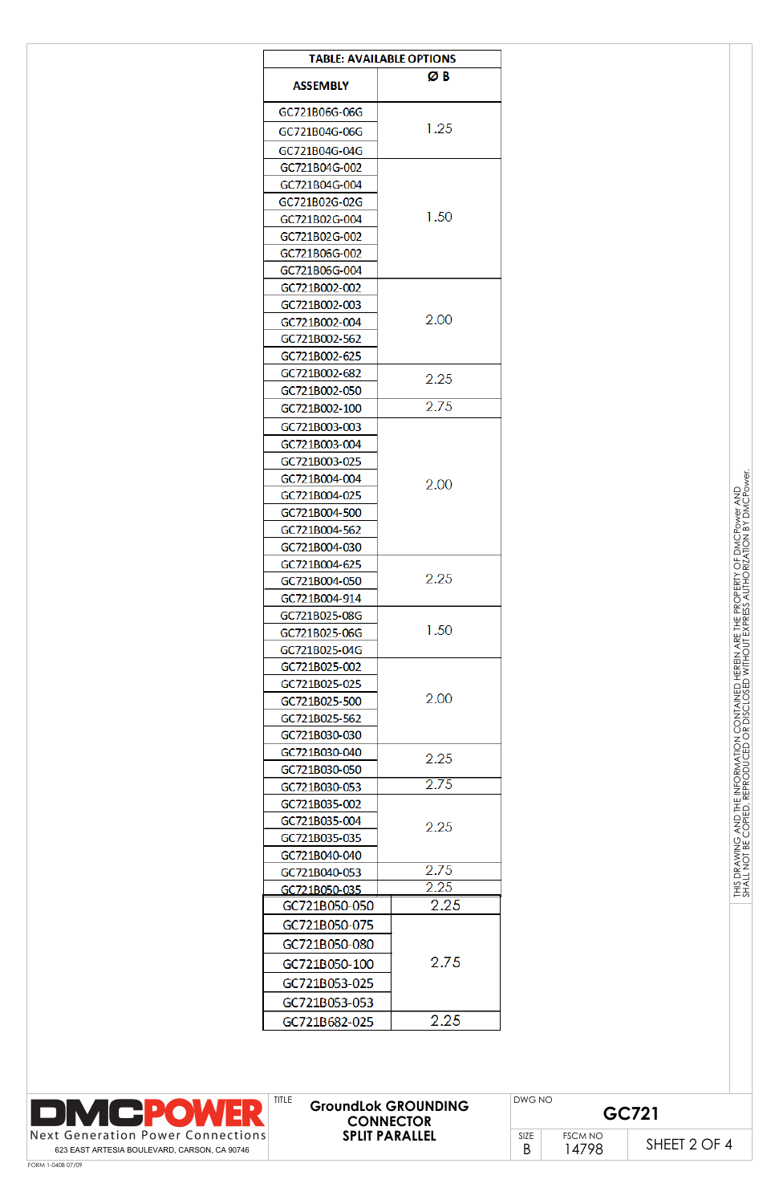TABLE: AVAILABLE OPTIONS

| ASSEMBLY | Ø B |
|---|---|
| GC721B06G-06G | 1.25 |
| GC721B04G-06G | |
| GC721B04G-04G | |
| GC721B04G-002 | 1.50 |
| GC721B04G-004 | |
| GC721B02G-02G | |
| GC721B02G-004 | |
| GC721B02G-002 | |
| GC721B06G-002 | |
| GC721B06G-004 | |
| GC721B002-002 | 2.00 |
| GC721B002-003 | |
| GC721B002-004 | |
| GC721B002-562 | |
| GC721B002-625 | |
| GC721B002-682 | 2.25 |
| GC721B002-050 | |
| GC721B002-100 | 2.75 |
| GC721B003-003 | 2.00 |
| GC721B003-004 | |
| GC721B003-025 | |
| GC721B004-004 | |
| GC721B004-025 | |
| GC721B004-500 | |
| GC721B004-562 | |
| GC721B004-030 | |
| GC721B004-625 | 2.25 |
| GC721B004-050 | |
| GC721B004-914 | |
| GC721B025-08G | 1.50 |
| GC721B025-06G | |
| GC721B025-04G | |
| GC721B025-002 | 2.00 |
| GC721B025-025 | |
| GC721B025-500 | |
| GC721B025-562 | |
| GC721B030-030 | |
| GC721B030-040 | 2.25 |
| GC721B030-050 | |
| GC721B030-053 | 2.75 |
| GC721B035-002 | 2.25 |
| GC721B035-004 | |
| GC721B035-035 | |
| GC721B040-040 | |
| GC721B040-053 | 2.75 |
| GC721B050-035 | 2.25 |
| GC721B050-050 | 2.25 |
| GC721B050-075 | 2.75 |
| GC721B050-080 | |
| GC721B050-100 | |
| GC721B053-025 | |
| GC721B053-053 | |
| GC721B682-025 | 2.25 |

THIS DRAWING AND THE INFORMATION CONTAINED HEREIN ARE THE PROPERTY OF DMCPower AND SHALL NOT BE COPIED, REPRODUCED OR DISCLOSED WITHOUT EXPRESS AUTHORIZATION BY DMCPower.

DMCPOWER
Next Generation Power Connections
623 EAST ARTESIA BOULEVARD, CARSON, CA 90746

| TITLE | DWG NO | | |
|---|---|---|---|
| **GroundLok GROUNDING CONNECTOR SPLIT PARALLEL** | **GC721** | | |
| | SIZE: B | FSCM NO: 14798 | SHEET 2 OF 4 |

FORM 1-0408 07/09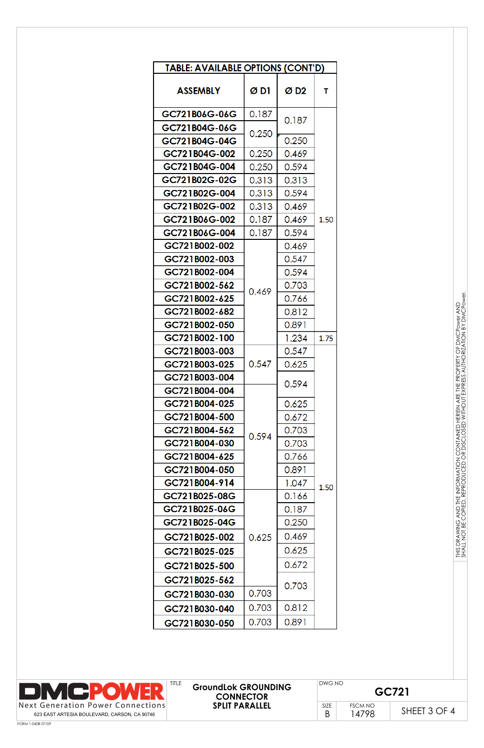| TABLE: AVAILABLE OPTIONS (CONT'D) | | | |
|---|---|---|---|
| ASSEMBLY | Ø D1 | Ø D2 | T |
| GC721B06G-06G | 0.187 | 0.187 | 1.50 |
| GC721B04G-06G | 0.250 | 0.187 | 1.50 |
| GC721B04G-04G | 0.250 | 0.250 | 1.50 |
| GC721B04G-002 | 0.250 | 0.469 | 1.50 |
| GC721B04G-004 | 0.250 | 0.594 | 1.50 |
| GC721B02G-02G | 0.313 | 0.313 | 1.50 |
| GC721B02G-004 | 0.313 | 0.594 | 1.50 |
| GC721B02G-002 | 0.313 | 0.469 | 1.50 |
| GC721B06G-002 | 0.187 | 0.469 | 1.50 |
| GC721B06G-004 | 0.187 | 0.594 | 1.50 |
| GC721B002-002 | 0.469 | 0.469 | 1.50 |
| GC721B002-003 | 0.469 | 0.547 | 1.50 |
| GC721B002-004 | 0.469 | 0.594 | 1.50 |
| GC721B002-562 | 0.469 | 0.703 | 1.50 |
| GC721B002-625 | 0.469 | 0.766 | 1.50 |
| GC721B002-682 | 0.469 | 0.812 | 1.50 |
| GC721B002-050 | 0.469 | 0.891 | 1.50 |
| GC721B002-100 | 0.469 | 1.234 | 1.75 |
| GC721B003-003 | 0.547 | 0.547 | 1.50 |
| GC721B003-025 | 0.547 | 0.625 | 1.50 |
| GC721B003-004 | 0.547 | 0.594 | 1.50 |
| GC721B004-004 | 0.594 | 0.594 | 1.50 |
| GC721B004-025 | 0.594 | 0.625 | 1.50 |
| GC721B004-500 | 0.594 | 0.672 | 1.50 |
| GC721B004-562 | 0.594 | 0.703 | 1.50 |
| GC721B004-030 | 0.594 | 0.703 | 1.50 |
| GC721B004-625 | 0.594 | 0.766 | 1.50 |
| GC721B004-050 | 0.594 | 0.891 | 1.50 |
| GC721B004-914 | 0.594 | 1.047 | 1.50 |
| GC721B025-08G | 0.625 | 0.166 | 1.50 |
| GC721B025-06G | 0.625 | 0.187 | 1.50 |
| GC721B025-04G | 0.625 | 0.250 | 1.50 |
| GC721B025-002 | 0.625 | 0.469 | 1.50 |
| GC721B025-025 | 0.625 | 0.625 | 1.50 |
| GC721B025-500 | 0.625 | 0.672 | 1.50 |
| GC721B025-562 | 0.625 | 0.703 | 1.50 |
| GC721B030-030 | 0.703 | 0.703 | 1.50 |
| GC721B030-040 | 0.703 | 0.812 | 1.50 |
| GC721B030-050 | 0.703 | 0.891 | 1.50 |

THIS DRAWING AND THE INFORMATION CONTAINED HEREIN ARE THE PROPERTY OF DMCPower AND SHALL NOT BE COPIED, REPRODUCED OR DISCLOSED WITHOUT EXPRESS AUTHORIZATION BY DMCPower.

DMCPOWER
Next Generation Power Connections
623 EAST ARTESIA BOULEVARD, CARSON, CA 90746

TITLE: GroundLok GROUNDING CONNECTOR SPLIT PARALLEL

DWG NO: GC721

SIZE: B | FSCM NO: 14798 | SHEET 3 OF 4

FORM 1-0408 07/09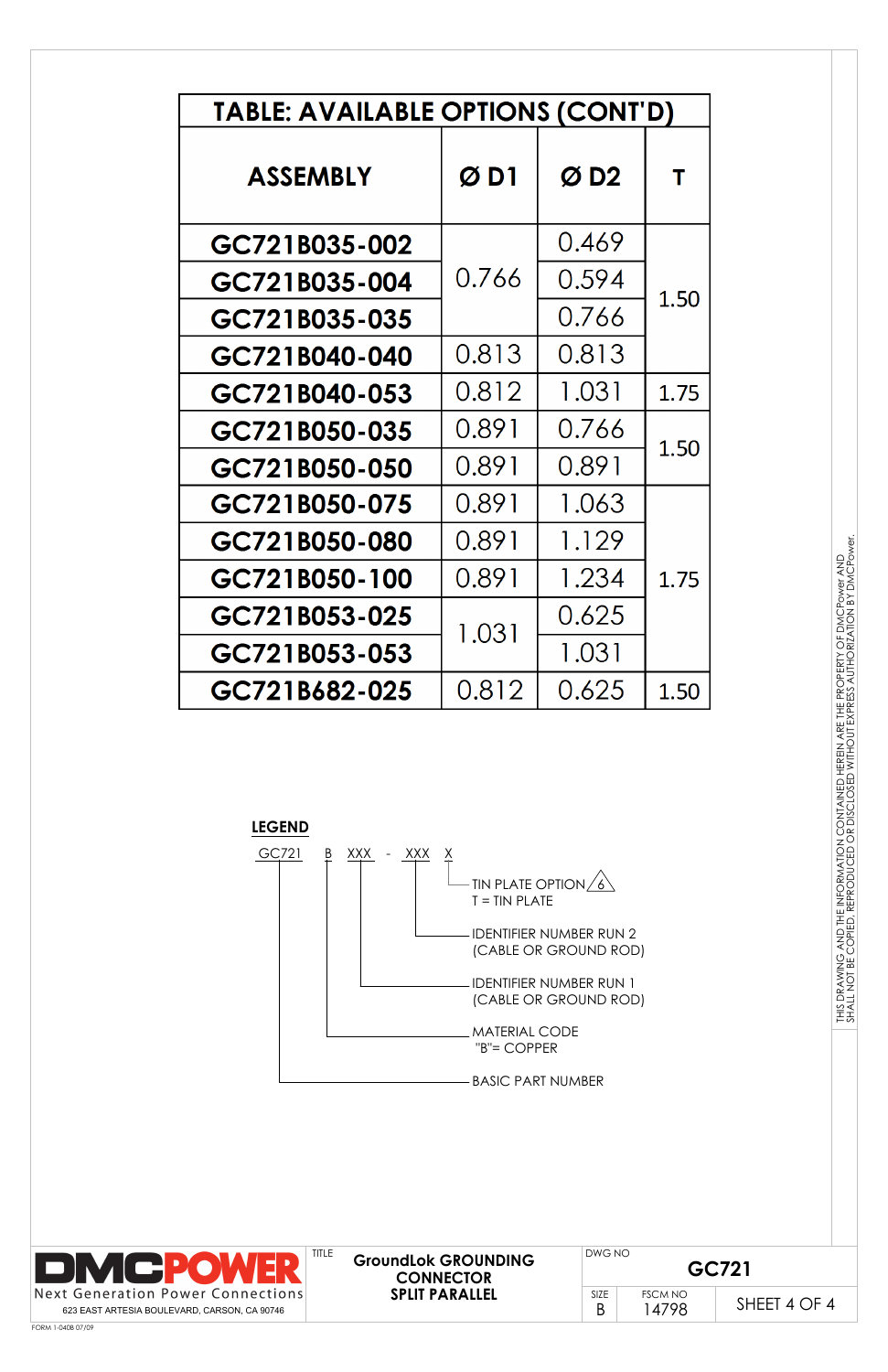## TABLE: AVAILABLE OPTIONS (CONT'D)

| ASSEMBLY | Ø D1 | Ø D2 | T |
|---|---|---|---|
| GC721B035-002 | 0.766 | 0.469 | 1.50 |
| GC721B035-004 | | 0.594 | |
| GC721B035-035 | | 0.766 | |
| GC721B040-040 | 0.813 | 0.813 | |
| GC721B040-053 | 0.812 | 1.031 | 1.75 |
| GC721B050-035 | 0.891 | 0.766 | 1.50 |
| GC721B050-050 | 0.891 | 0.891 | |
| GC721B050-075 | 0.891 | 1.063 | 1.75 |
| GC721B050-080 | 0.891 | 1.129 | |
| GC721B050-100 | 0.891 | 1.234 | |
| GC721B053-025 | 1.031 | 0.625 | |
| GC721B053-053 | | 1.031 | |
| GC721B682-025 | 0.812 | 0.625 | 1.50 |

**LEGEND**

GC721 B XXX - XXX X

- X: TIN PLATE OPTION 6 — T = TIN PLATE
- XXX: IDENTIFIER NUMBER RUN 2 (CABLE OR GROUND ROD)
- XXX: IDENTIFIER NUMBER RUN 1 (CABLE OR GROUND ROD)
- B: MATERIAL CODE "B"= COPPER
- GC721: BASIC PART NUMBER

THIS DRAWING AND THE INFORMATION CONTAINED HEREIN ARE THE PROPERTY OF DMCPower AND SHALL NOT BE COPIED, REPRODUCED OR DISCLOSED WITHOUT EXPRESS AUTHORIZATION BY DMCPower.

DMCPOWER
Next Generation Power Connections
623 EAST ARTESIA BOULEVARD, CARSON, CA 90746

TITLE: GroundLok GROUNDING CONNECTOR SPLIT PARALLEL

DWG NO: GC721

SIZE: B | FSCM NO: 14798 | SHEET 4 OF 4

FORM 1-0408 07/09